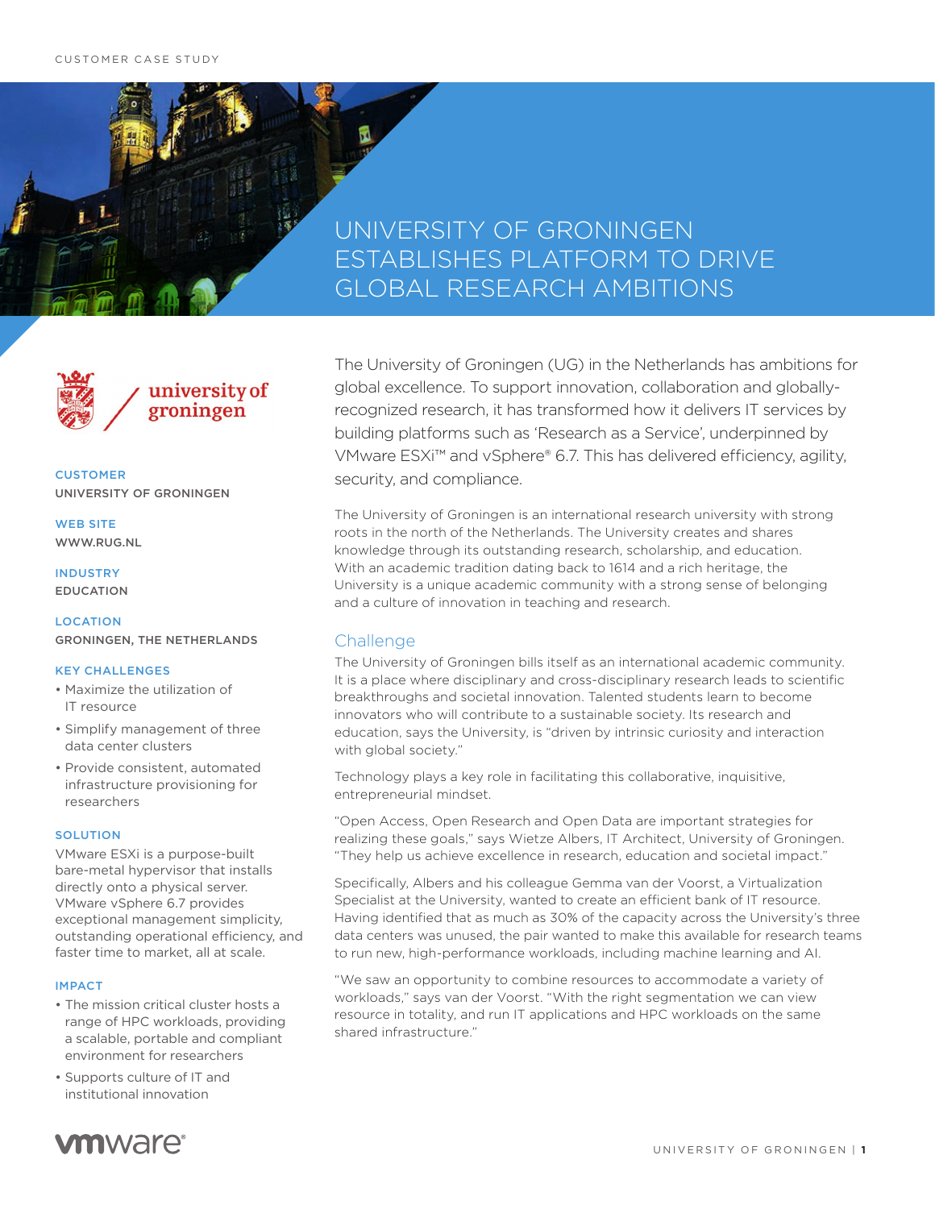CUSTOMER CASE STUDY

# UNIVERSITY OF GRONINGEN ESTABLISHES PLATFORM TO DRIVE GLOBAL RESEARCH AMBITIONS

university of groningen

**CUSTOMER**
UNIVERSITY OF GRONINGEN

**WEB SITE**
WWW.RUG.NL

**INDUSTRY**
EDUCATION

**LOCATION**
GRONINGEN, THE NETHERLANDS

**KEY CHALLENGES**

- Maximize the utilization of IT resource
- Simplify management of three data center clusters
- Provide consistent, automated infrastructure provisioning for researchers

**SOLUTION**

VMware ESXi is a purpose-built bare-metal hypervisor that installs directly onto a physical server. VMware vSphere 6.7 provides exceptional management simplicity, outstanding operational efficiency, and faster time to market, all at scale.

**IMPACT**

- The mission critical cluster hosts a range of HPC workloads, providing a scalable, portable and compliant environment for researchers
- Supports culture of IT and institutional innovation

The University of Groningen (UG) in the Netherlands has ambitions for global excellence. To support innovation, collaboration and globally-recognized research, it has transformed how it delivers IT services by building platforms such as 'Research as a Service', underpinned by VMware ESXi™ and vSphere® 6.7. This has delivered efficiency, agility, security, and compliance.

The University of Groningen is an international research university with strong roots in the north of the Netherlands. The University creates and shares knowledge through its outstanding research, scholarship, and education. With an academic tradition dating back to 1614 and a rich heritage, the University is a unique academic community with a strong sense of belonging and a culture of innovation in teaching and research.

## Challenge

The University of Groningen bills itself as an international academic community. It is a place where disciplinary and cross-disciplinary research leads to scientific breakthroughs and societal innovation. Talented students learn to become innovators who will contribute to a sustainable society. Its research and education, says the University, is "driven by intrinsic curiosity and interaction with global society."

Technology plays a key role in facilitating this collaborative, inquisitive, entrepreneurial mindset.

"Open Access, Open Research and Open Data are important strategies for realizing these goals," says Wietze Albers, IT Architect, University of Groningen. "They help us achieve excellence in research, education and societal impact."

Specifically, Albers and his colleague Gemma van der Voorst, a Virtualization Specialist at the University, wanted to create an efficient bank of IT resource. Having identified that as much as 30% of the capacity across the University's three data centers was unused, the pair wanted to make this available for research teams to run new, high-performance workloads, including machine learning and AI.

"We saw an opportunity to combine resources to accommodate a variety of workloads," says van der Voorst. "With the right segmentation we can view resource in totality, and run IT applications and HPC workloads on the same shared infrastructure."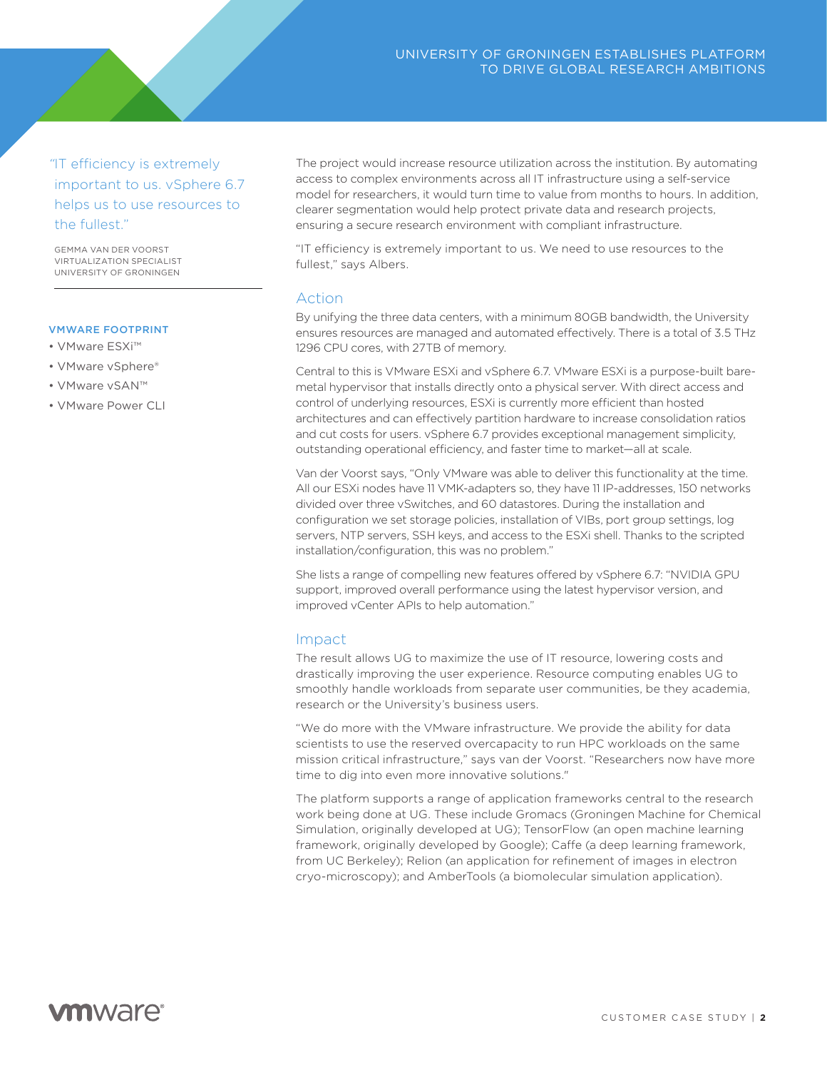> "IT efficiency is extremely important to us. vSphere 6.7 helps us to use resources to the fullest."
>
> GEMMA VAN DER VOORST
> VIRTUALIZATION SPECIALIST
> UNIVERSITY OF GRONINGEN

**VMWARE FOOTPRINT**

- VMware ESXi™
- VMware vSphere®
- VMware vSAN™
- VMware Power CLI

The project would increase resource utilization across the institution. By automating access to complex environments across all IT infrastructure using a self-service model for researchers, it would turn time to value from months to hours. In addition, clearer segmentation would help protect private data and research projects, ensuring a secure research environment with compliant infrastructure.

"IT efficiency is extremely important to us. We need to use resources to the fullest," says Albers.

## Action

By unifying the three data centers, with a minimum 80GB bandwidth, the University ensures resources are managed and automated effectively. There is a total of 3.5 THz 1296 CPU cores, with 27TB of memory.

Central to this is VMware ESXi and vSphere 6.7. VMware ESXi is a purpose-built bare-metal hypervisor that installs directly onto a physical server. With direct access and control of underlying resources, ESXi is currently more efficient than hosted architectures and can effectively partition hardware to increase consolidation ratios and cut costs for users. vSphere 6.7 provides exceptional management simplicity, outstanding operational efficiency, and faster time to market—all at scale.

Van der Voorst says, "Only VMware was able to deliver this functionality at the time. All our ESXi nodes have 11 VMK-adapters so, they have 11 IP-addresses, 150 networks divided over three vSwitches, and 60 datastores. During the installation and configuration we set storage policies, installation of VIBs, port group settings, log servers, NTP servers, SSH keys, and access to the ESXi shell. Thanks to the scripted installation/configuration, this was no problem."

She lists a range of compelling new features offered by vSphere 6.7: "NVIDIA GPU support, improved overall performance using the latest hypervisor version, and improved vCenter APIs to help automation."

## Impact

The result allows UG to maximize the use of IT resource, lowering costs and drastically improving the user experience. Resource computing enables UG to smoothly handle workloads from separate user communities, be they academia, research or the University's business users.

"We do more with the VMware infrastructure. We provide the ability for data scientists to use the reserved overcapacity to run HPC workloads on the same mission critical infrastructure," says van der Voorst. "Researchers now have more time to dig into even more innovative solutions."

The platform supports a range of application frameworks central to the research work being done at UG. These include Gromacs (Groningen Machine for Chemical Simulation, originally developed at UG); TensorFlow (an open machine learning framework, originally developed by Google); Caffe (a deep learning framework, from UC Berkeley); Relion (an application for refinement of images in electron cryo-microscopy); and AmberTools (a biomolecular simulation application).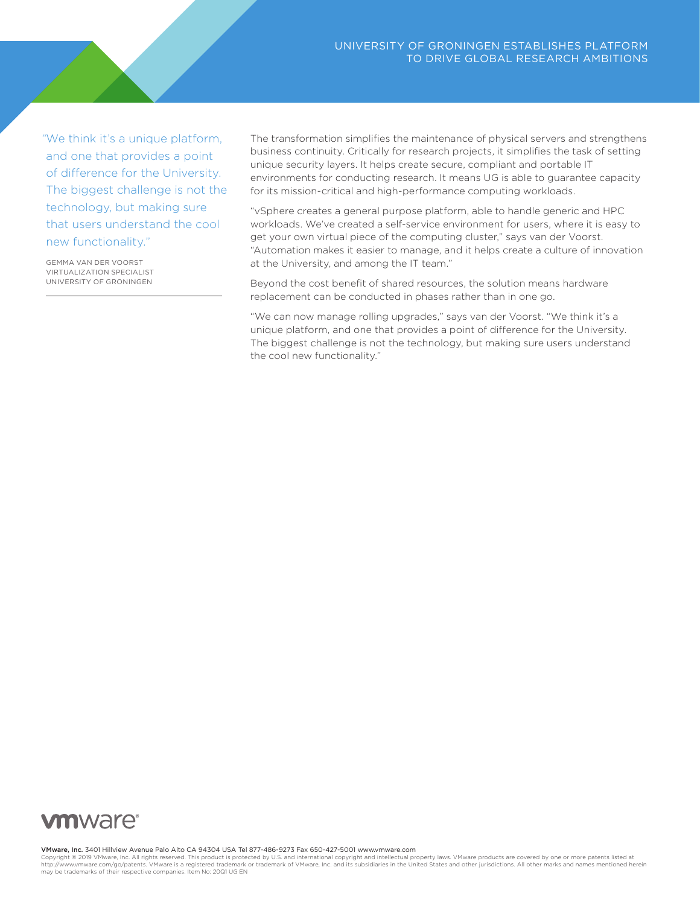"We think it's a unique platform, and one that provides a point of difference for the University. The biggest challenge is not the technology, but making sure that users understand the cool new functionality."

GEMMA VAN DER VOORST
VIRTUALIZATION SPECIALIST
UNIVERSITY OF GRONINGEN

The transformation simplifies the maintenance of physical servers and strengthens business continuity. Critically for research projects, it simplifies the task of setting unique security layers. It helps create secure, compliant and portable IT environments for conducting research. It means UG is able to guarantee capacity for its mission-critical and high-performance computing workloads.

"vSphere creates a general purpose platform, able to handle generic and HPC workloads. We've created a self-service environment for users, where it is easy to get your own virtual piece of the computing cluster," says van der Voorst. "Automation makes it easier to manage, and it helps create a culture of innovation at the University, and among the IT team."

Beyond the cost benefit of shared resources, the solution means hardware replacement can be conducted in phases rather than in one go.

"We can now manage rolling upgrades," says van der Voorst. "We think it's a unique platform, and one that provides a point of difference for the University. The biggest challenge is not the technology, but making sure users understand the cool new functionality."

**VMware, Inc.** 3401 Hillview Avenue Palo Alto CA 94304 USA Tel 877-486-9273 Fax 650-427-5001 www.vmware.com
Copyright © 2019 VMware, Inc. All rights reserved. This product is protected by U.S. and international copyright and intellectual property laws. VMware products are covered by one or more patents listed at http://www.vmware.com/go/patents. VMware is a registered trademark or trademark of VMware, Inc. and its subsidiaries in the United States and other jurisdictions. All other marks and names mentioned herein may be trademarks of their respective companies. Item No: 20Q1 UG EN